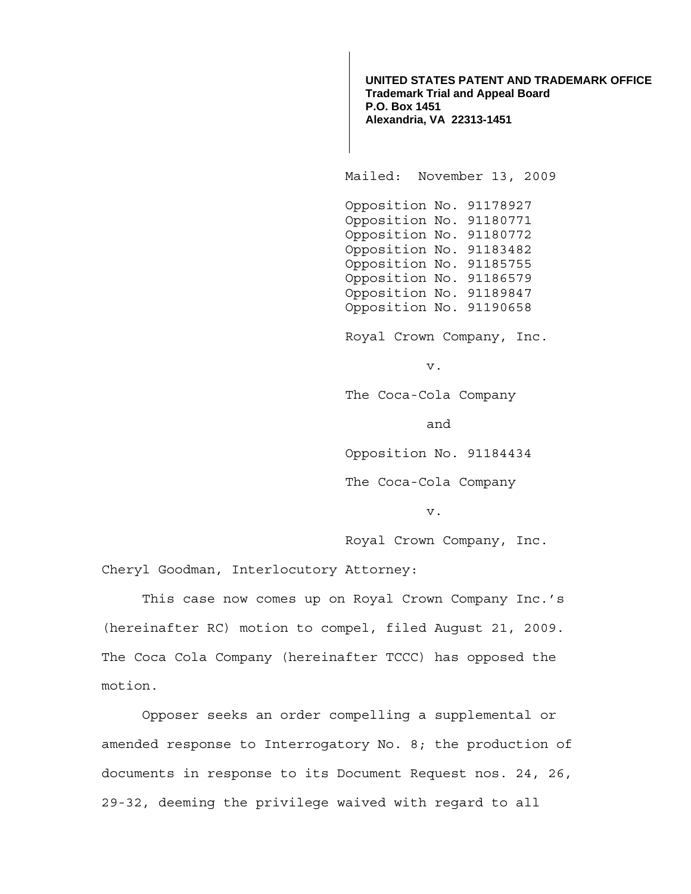**UNITED STATES PATENT AND TRADEMARK OFFICE**
**Trademark Trial and Appeal Board**
**P.O. Box 1451**
**Alexandria, VA 22313-1451**

Mailed: November 13, 2009

Opposition No. 91178927
Opposition No. 91180771
Opposition No. 91180772
Opposition No. 91183482
Opposition No. 91185755
Opposition No. 91186579
Opposition No. 91189847
Opposition No. 91190658

Royal Crown Company, Inc.

v.

The Coca-Cola Company

and

Opposition No. 91184434

The Coca-Cola Company

v.

Royal Crown Company, Inc.

Cheryl Goodman, Interlocutory Attorney:

This case now comes up on Royal Crown Company Inc.'s (hereinafter RC) motion to compel, filed August 21, 2009. The Coca Cola Company (hereinafter TCCC) has opposed the motion.

Opposer seeks an order compelling a supplemental or amended response to Interrogatory No. 8; the production of documents in response to its Document Request nos. 24, 26, 29-32, deeming the privilege waived with regard to all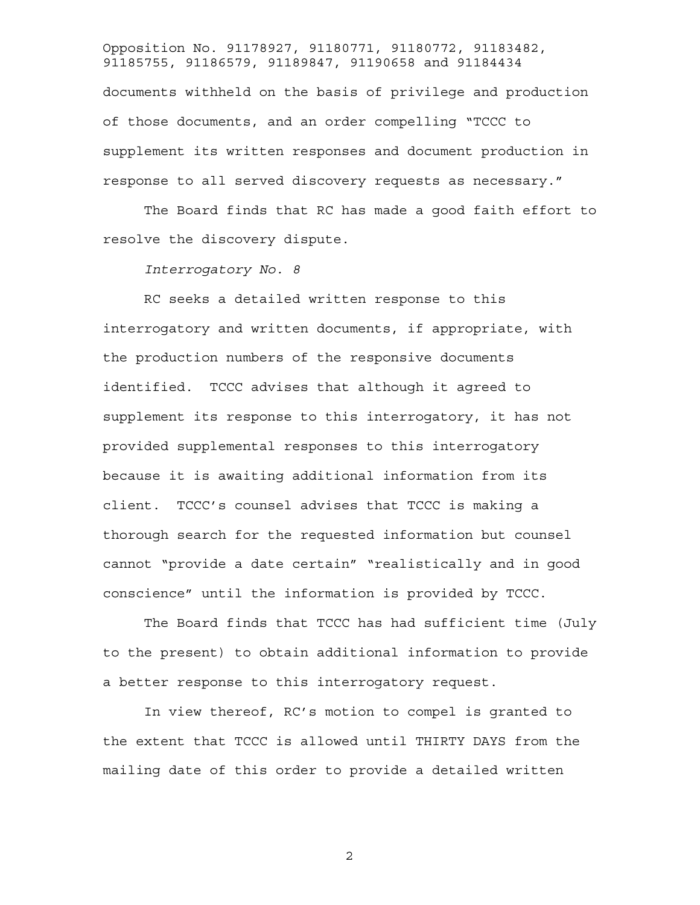documents withheld on the basis of privilege and production of those documents, and an order compelling "TCCC to supplement its written responses and document production in response to all served discovery requests as necessary."

The Board finds that RC has made a good faith effort to resolve the discovery dispute.

*Interrogatory No. 8*

RC seeks a detailed written response to this interrogatory and written documents, if appropriate, with the production numbers of the responsive documents identified. TCCC advises that although it agreed to supplement its response to this interrogatory, it has not provided supplemental responses to this interrogatory because it is awaiting additional information from its client. TCCC's counsel advises that TCCC is making a thorough search for the requested information but counsel cannot "provide a date certain" "realistically and in good conscience" until the information is provided by TCCC.

The Board finds that TCCC has had sufficient time (July to the present) to obtain additional information to provide a better response to this interrogatory request.

In view thereof, RC's motion to compel is granted to the extent that TCCC is allowed until THIRTY DAYS from the mailing date of this order to provide a detailed written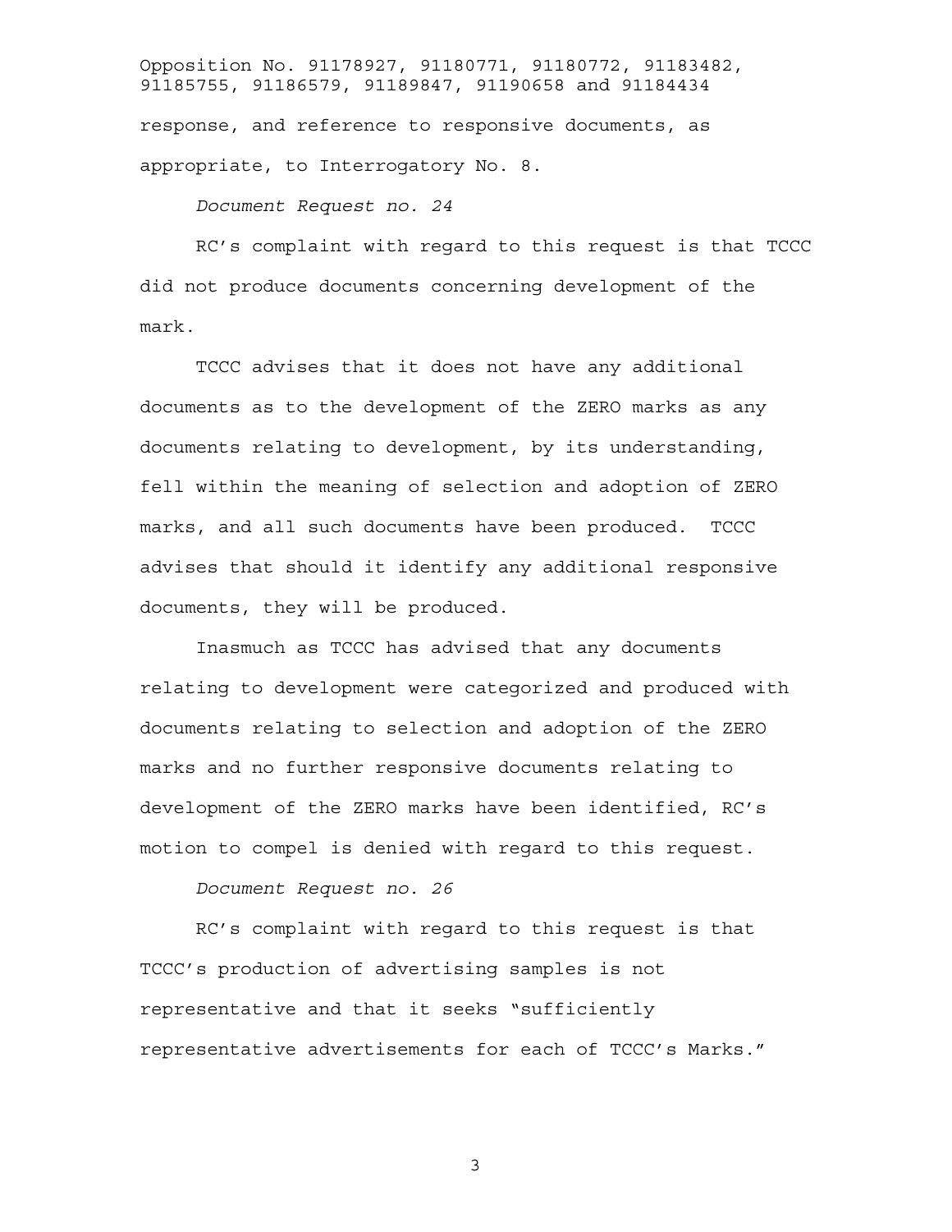response, and reference to responsive documents, as appropriate, to Interrogatory No. 8.

*Document Request no. 24*

RC's complaint with regard to this request is that TCCC did not produce documents concerning development of the mark.

TCCC advises that it does not have any additional documents as to the development of the ZERO marks as any documents relating to development, by its understanding, fell within the meaning of selection and adoption of ZERO marks, and all such documents have been produced. TCCC advises that should it identify any additional responsive documents, they will be produced.

Inasmuch as TCCC has advised that any documents relating to development were categorized and produced with documents relating to selection and adoption of the ZERO marks and no further responsive documents relating to development of the ZERO marks have been identified, RC's motion to compel is denied with regard to this request.

*Document Request no. 26*

RC's complaint with regard to this request is that TCCC's production of advertising samples is not representative and that it seeks "sufficiently representative advertisements for each of TCCC's Marks."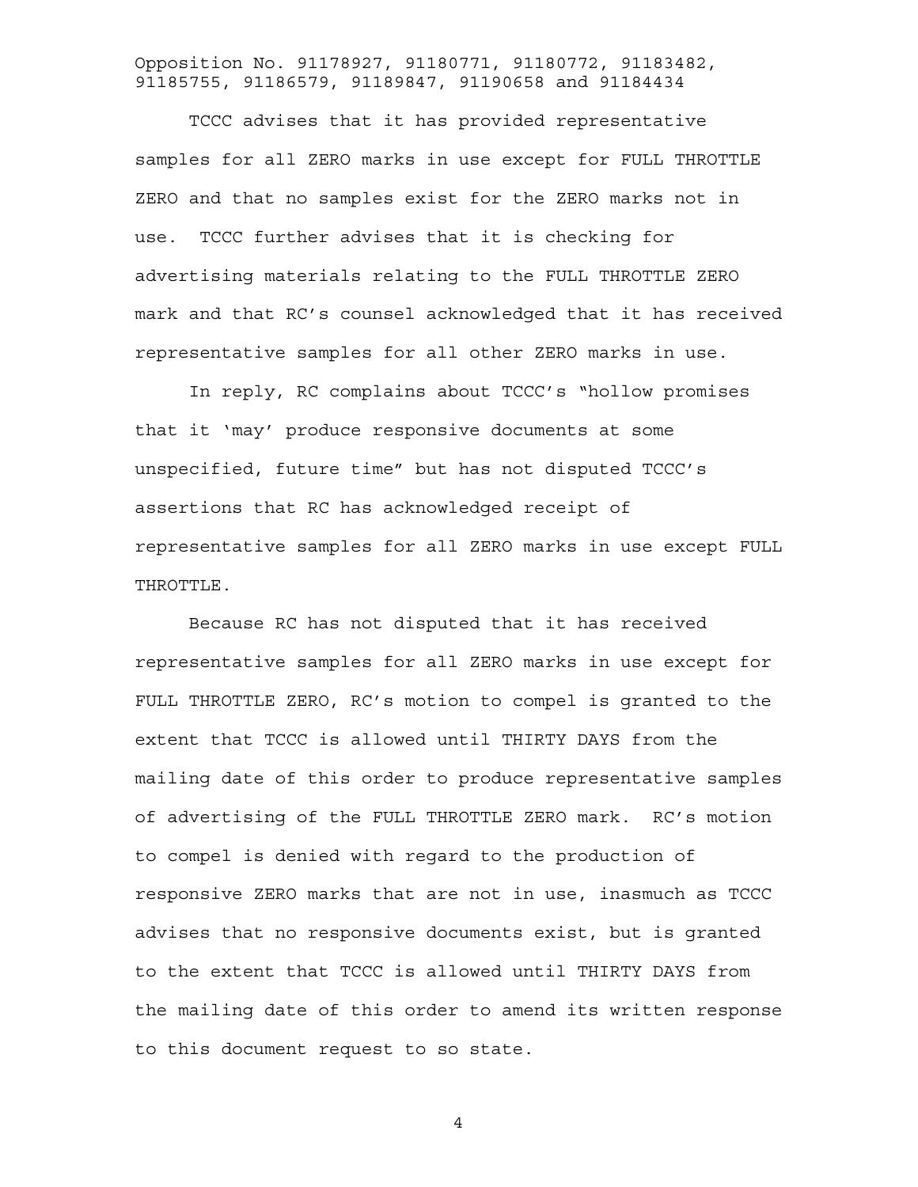TCCC advises that it has provided representative samples for all ZERO marks in use except for FULL THROTTLE ZERO and that no samples exist for the ZERO marks not in use. TCCC further advises that it is checking for advertising materials relating to the FULL THROTTLE ZERO mark and that RC's counsel acknowledged that it has received representative samples for all other ZERO marks in use.

In reply, RC complains about TCCC's "hollow promises that it 'may' produce responsive documents at some unspecified, future time" but has not disputed TCCC's assertions that RC has acknowledged receipt of representative samples for all ZERO marks in use except FULL THROTTLE.

Because RC has not disputed that it has received representative samples for all ZERO marks in use except for FULL THROTTLE ZERO, RC's motion to compel is granted to the extent that TCCC is allowed until THIRTY DAYS from the mailing date of this order to produce representative samples of advertising of the FULL THROTTLE ZERO mark. RC's motion to compel is denied with regard to the production of responsive ZERO marks that are not in use, inasmuch as TCCC advises that no responsive documents exist, but is granted to the extent that TCCC is allowed until THIRTY DAYS from the mailing date of this order to amend its written response to this document request to so state.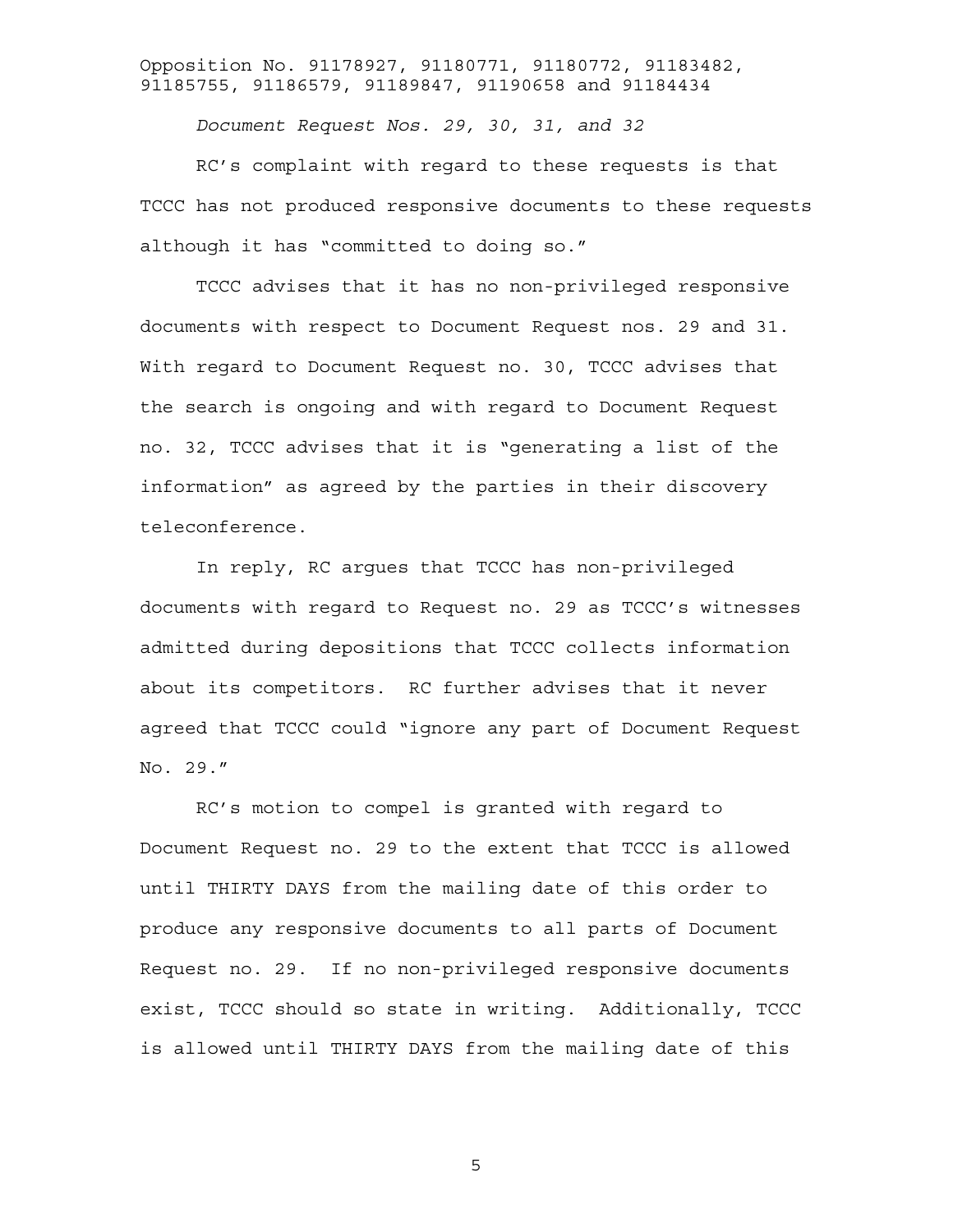*Document Request Nos. 29, 30, 31, and 32*

RC's complaint with regard to these requests is that TCCC has not produced responsive documents to these requests although it has "committed to doing so."

TCCC advises that it has no non-privileged responsive documents with respect to Document Request nos. 29 and 31. With regard to Document Request no. 30, TCCC advises that the search is ongoing and with regard to Document Request no. 32, TCCC advises that it is "generating a list of the information" as agreed by the parties in their discovery teleconference.

In reply, RC argues that TCCC has non-privileged documents with regard to Request no. 29 as TCCC's witnesses admitted during depositions that TCCC collects information about its competitors. RC further advises that it never agreed that TCCC could "ignore any part of Document Request No. 29."

RC's motion to compel is granted with regard to Document Request no. 29 to the extent that TCCC is allowed until THIRTY DAYS from the mailing date of this order to produce any responsive documents to all parts of Document Request no. 29. If no non-privileged responsive documents exist, TCCC should so state in writing. Additionally, TCCC is allowed until THIRTY DAYS from the mailing date of this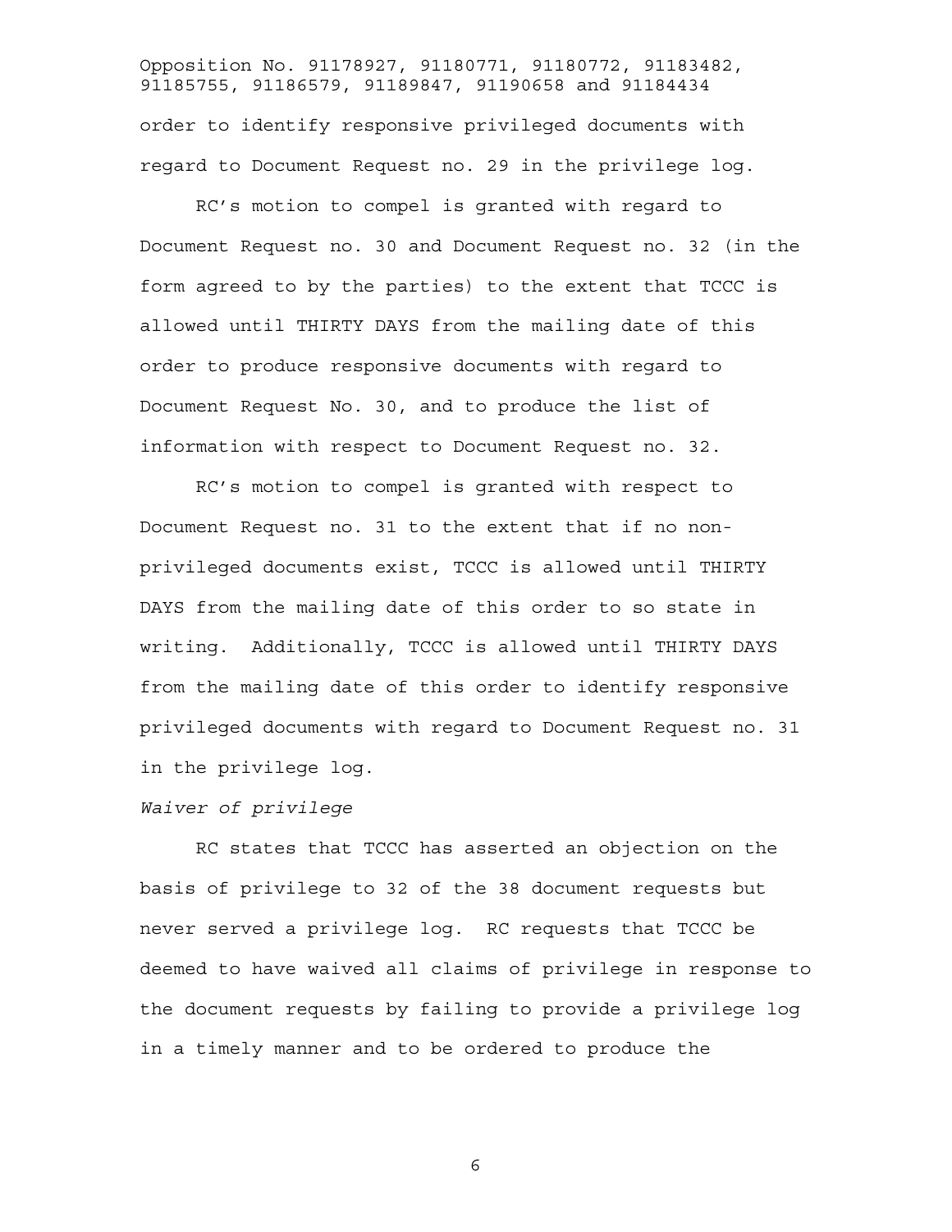order to identify responsive privileged documents with regard to Document Request no. 29 in the privilege log.

RC's motion to compel is granted with regard to Document Request no. 30 and Document Request no. 32 (in the form agreed to by the parties) to the extent that TCCC is allowed until THIRTY DAYS from the mailing date of this order to produce responsive documents with regard to Document Request No. 30, and to produce the list of information with respect to Document Request no. 32.

RC's motion to compel is granted with respect to Document Request no. 31 to the extent that if no non-privileged documents exist, TCCC is allowed until THIRTY DAYS from the mailing date of this order to so state in writing. Additionally, TCCC is allowed until THIRTY DAYS from the mailing date of this order to identify responsive privileged documents with regard to Document Request no. 31 in the privilege log.

*Waiver of privilege*

RC states that TCCC has asserted an objection on the basis of privilege to 32 of the 38 document requests but never served a privilege log. RC requests that TCCC be deemed to have waived all claims of privilege in response to the document requests by failing to provide a privilege log in a timely manner and to be ordered to produce the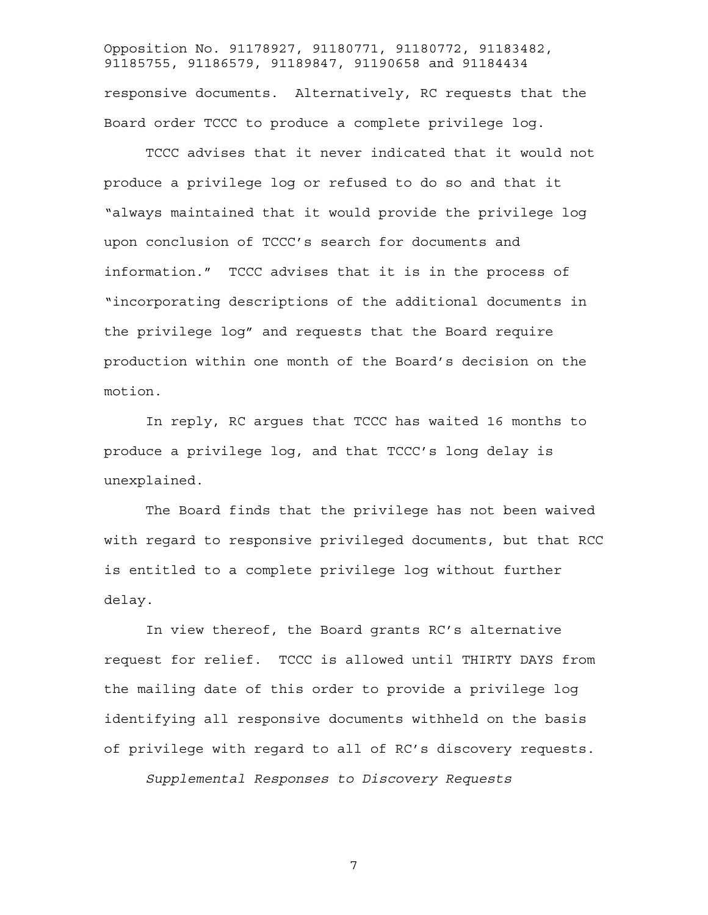responsive documents. Alternatively, RC requests that the Board order TCCC to produce a complete privilege log.

TCCC advises that it never indicated that it would not produce a privilege log or refused to do so and that it "always maintained that it would provide the privilege log upon conclusion of TCCC's search for documents and information." TCCC advises that it is in the process of "incorporating descriptions of the additional documents in the privilege log" and requests that the Board require production within one month of the Board's decision on the motion.

In reply, RC argues that TCCC has waited 16 months to produce a privilege log, and that TCCC's long delay is unexplained.

The Board finds that the privilege has not been waived with regard to responsive privileged documents, but that RCC is entitled to a complete privilege log without further delay.

In view thereof, the Board grants RC's alternative request for relief. TCCC is allowed until THIRTY DAYS from the mailing date of this order to provide a privilege log identifying all responsive documents withheld on the basis of privilege with regard to all of RC's discovery requests.

*Supplemental Responses to Discovery Requests*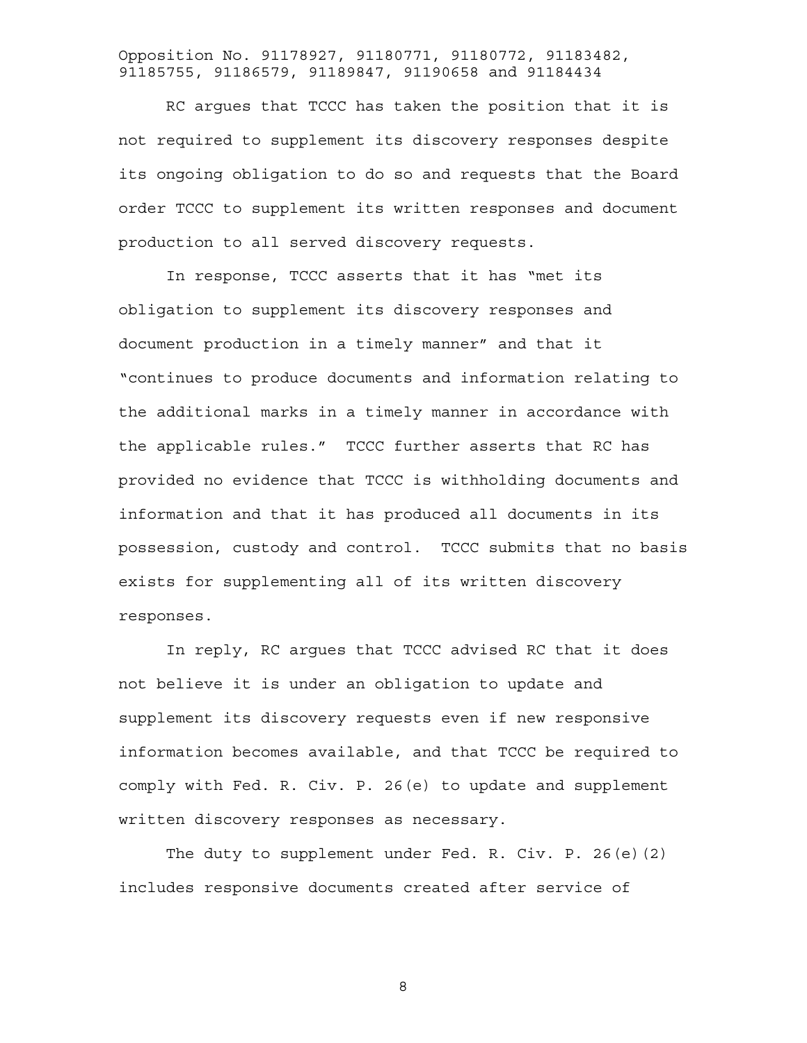RC argues that TCCC has taken the position that it is not required to supplement its discovery responses despite its ongoing obligation to do so and requests that the Board order TCCC to supplement its written responses and document production to all served discovery requests.

In response, TCCC asserts that it has "met its obligation to supplement its discovery responses and document production in a timely manner" and that it "continues to produce documents and information relating to the additional marks in a timely manner in accordance with the applicable rules." TCCC further asserts that RC has provided no evidence that TCCC is withholding documents and information and that it has produced all documents in its possession, custody and control. TCCC submits that no basis exists for supplementing all of its written discovery responses.

In reply, RC argues that TCCC advised RC that it does not believe it is under an obligation to update and supplement its discovery requests even if new responsive information becomes available, and that TCCC be required to comply with Fed. R. Civ. P. 26(e) to update and supplement written discovery responses as necessary.

The duty to supplement under Fed. R. Civ. P. 26(e)(2) includes responsive documents created after service of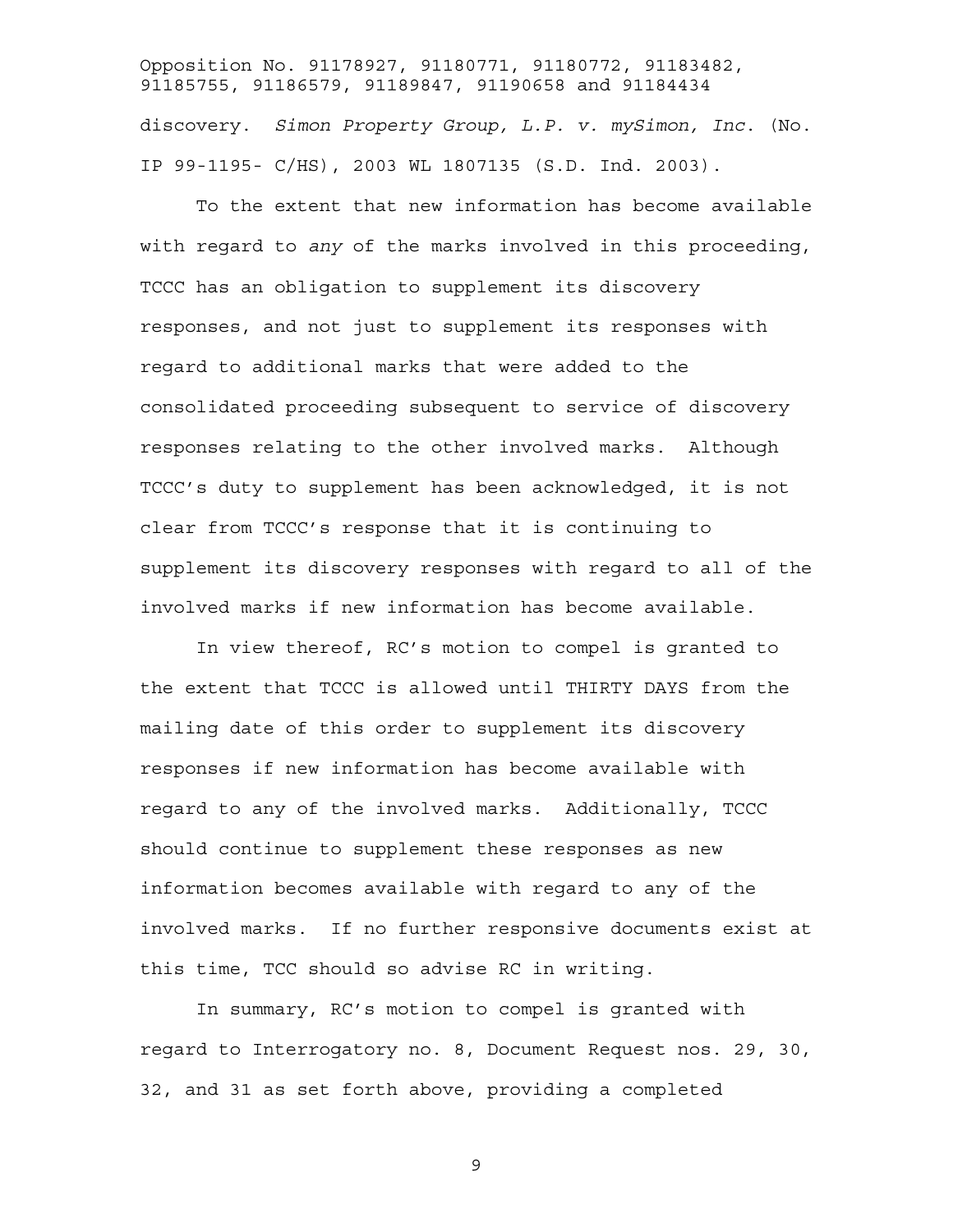discovery. *Simon Property Group, L.P. v. mySimon, Inc.* (No. IP 99-1195- C/HS), 2003 WL 1807135 (S.D. Ind. 2003).

To the extent that new information has become available with regard to *any* of the marks involved in this proceeding, TCCC has an obligation to supplement its discovery responses, and not just to supplement its responses with regard to additional marks that were added to the consolidated proceeding subsequent to service of discovery responses relating to the other involved marks. Although TCCC's duty to supplement has been acknowledged, it is not clear from TCCC's response that it is continuing to supplement its discovery responses with regard to all of the involved marks if new information has become available.

In view thereof, RC's motion to compel is granted to the extent that TCCC is allowed until THIRTY DAYS from the mailing date of this order to supplement its discovery responses if new information has become available with regard to any of the involved marks. Additionally, TCCC should continue to supplement these responses as new information becomes available with regard to any of the involved marks. If no further responsive documents exist at this time, TCC should so advise RC in writing.

In summary, RC's motion to compel is granted with regard to Interrogatory no. 8, Document Request nos. 29, 30, 32, and 31 as set forth above, providing a completed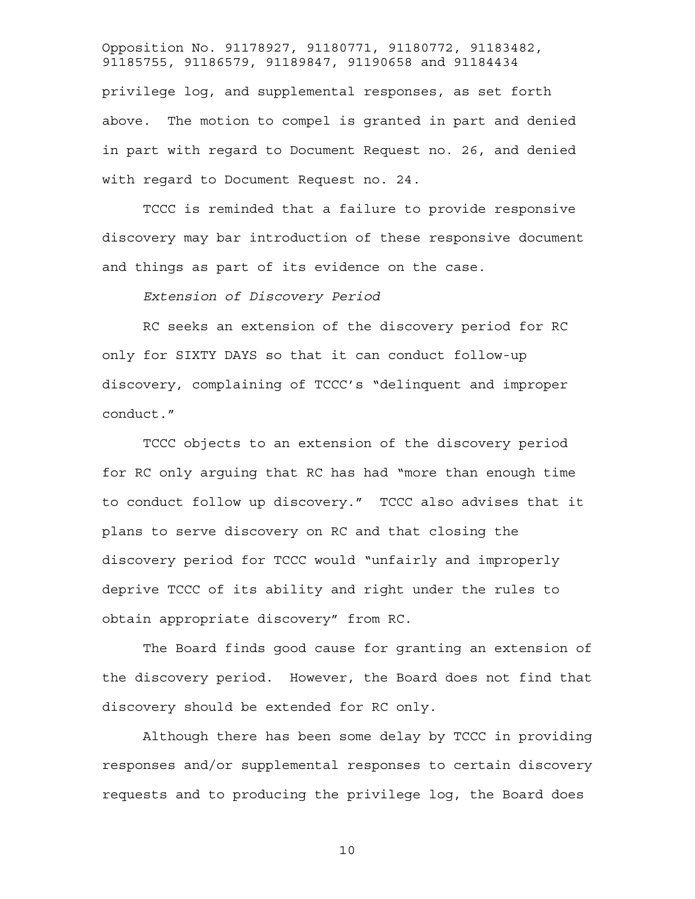privilege log, and supplemental responses, as set forth above. The motion to compel is granted in part and denied in part with regard to Document Request no. 26, and denied with regard to Document Request no. 24.

TCCC is reminded that a failure to provide responsive discovery may bar introduction of these responsive document and things as part of its evidence on the case.

*Extension of Discovery Period*

RC seeks an extension of the discovery period for RC only for SIXTY DAYS so that it can conduct follow-up discovery, complaining of TCCC's "delinquent and improper conduct."

TCCC objects to an extension of the discovery period for RC only arguing that RC has had "more than enough time to conduct follow up discovery." TCCC also advises that it plans to serve discovery on RC and that closing the discovery period for TCCC would "unfairly and improperly deprive TCCC of its ability and right under the rules to obtain appropriate discovery" from RC.

The Board finds good cause for granting an extension of the discovery period. However, the Board does not find that discovery should be extended for RC only.

Although there has been some delay by TCCC in providing responses and/or supplemental responses to certain discovery requests and to producing the privilege log, the Board does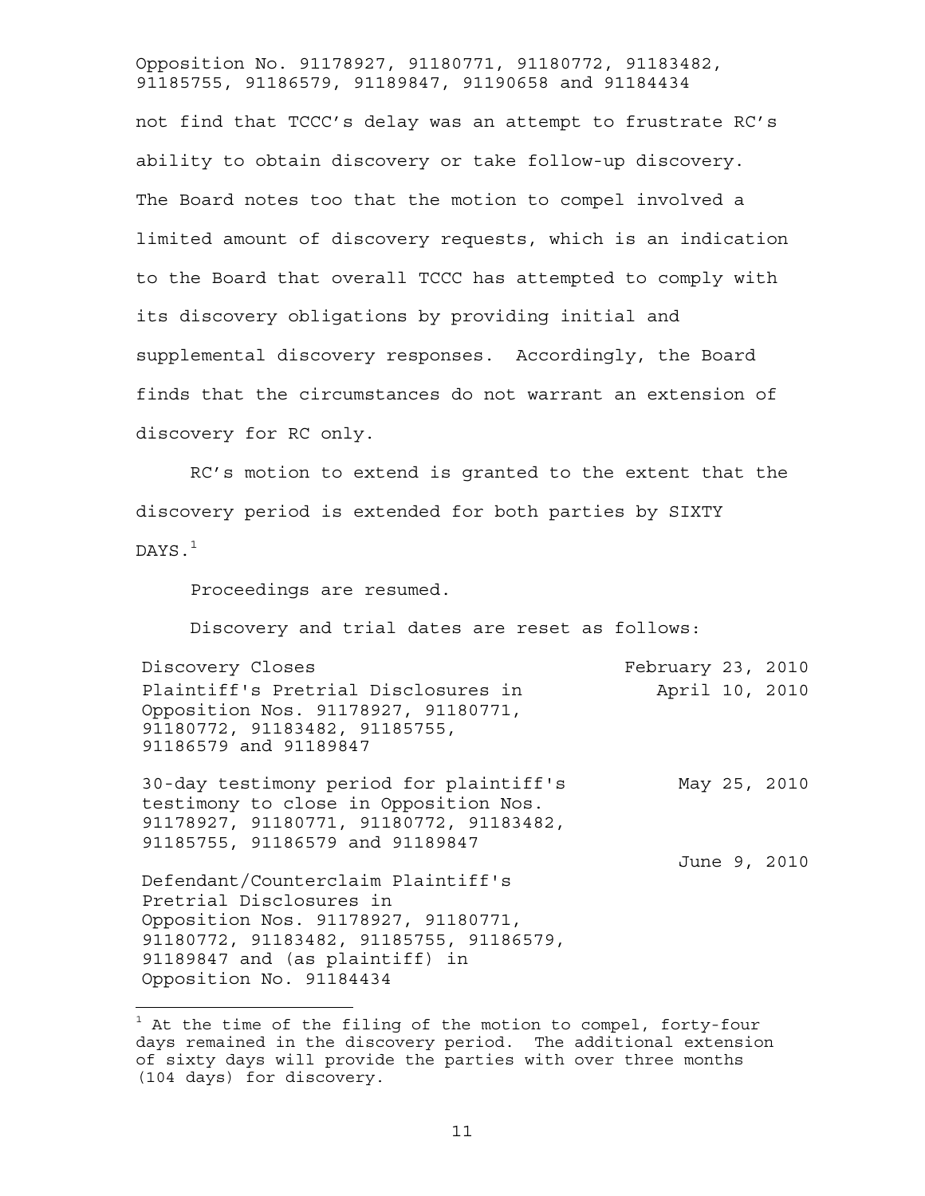not find that TCCC's delay was an attempt to frustrate RC's ability to obtain discovery or take follow-up discovery. The Board notes too that the motion to compel involved a limited amount of discovery requests, which is an indication to the Board that overall TCCC has attempted to comply with its discovery obligations by providing initial and supplemental discovery responses. Accordingly, the Board finds that the circumstances do not warrant an extension of discovery for RC only.

RC's motion to extend is granted to the extent that the discovery period is extended for both parties by SIXTY DAYS.[1]

Proceedings are resumed.

Discovery and trial dates are reset as follows:

| | |
|---|---|
| Discovery Closes | February 23, 2010 |
| Plaintiff's Pretrial Disclosures in Opposition Nos. 91178927, 91180771, 91180772, 91183482, 91185755, 91186579 and 91189847 | April 10, 2010 |
| 30-day testimony period for plaintiff's testimony to close in Opposition Nos. 91178927, 91180771, 91180772, 91183482, 91185755, 91186579 and 91189847 | May 25, 2010 |
| Defendant/Counterclaim Plaintiff's Pretrial Disclosures in Opposition Nos. 91178927, 91180771, 91180772, 91183482, 91185755, 91186579, 91189847 and (as plaintiff) in Opposition No. 91184434 | June 9, 2010 |

[1] At the time of the filing of the motion to compel, forty-four days remained in the discovery period. The additional extension of sixty days will provide the parties with over three months (104 days) for discovery.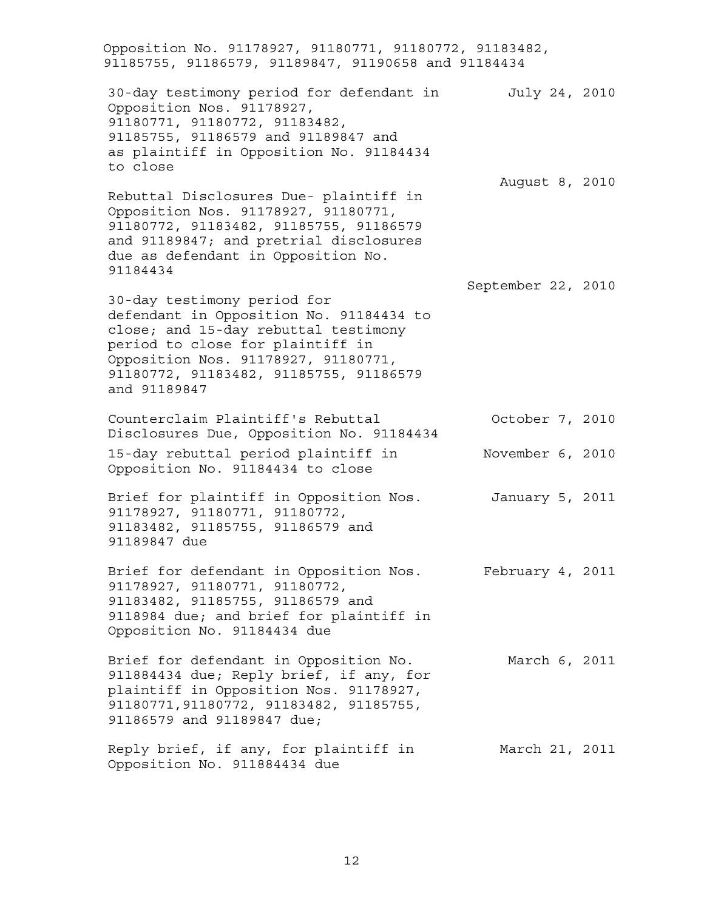Opposition No. 91178927, 91180771, 91180772, 91183482, 91185755, 91186579, 91189847, 91190658 and 91184434

| | |
|---|---|
| 30-day testimony period for defendant in Opposition Nos. 91178927, 91180771, 91180772, 91183482, 91185755, 91186579 and 91189847 and as plaintiff in Opposition No. 91184434 to close | July 24, 2010 |
| Rebuttal Disclosures Due- plaintiff in Opposition Nos. 91178927, 91180771, 91180772, 91183482, 91185755, 91186579 and 91189847; and pretrial disclosures due as defendant in Opposition No. 91184434 | August 8, 2010 |
| 30-day testimony period for defendant in Opposition No. 91184434 to close; and 15-day rebuttal testimony period to close for plaintiff in Opposition Nos. 91178927, 91180771, 91180772, 91183482, 91185755, 91186579 and 91189847 | September 22, 2010 |
| Counterclaim Plaintiff's Rebuttal Disclosures Due, Opposition No. 91184434 | October 7, 2010 |
| 15-day rebuttal period plaintiff in Opposition No. 91184434 to close | November 6, 2010 |
| Brief for plaintiff in Opposition Nos. 91178927, 91180771, 91180772, 91183482, 91185755, 91186579 and 91189847 due | January 5, 2011 |
| Brief for defendant in Opposition Nos. 91178927, 91180771, 91180772, 91183482, 91185755, 91186579 and 9118984 due; and brief for plaintiff in Opposition No. 91184434 due | February 4, 2011 |
| Brief for defendant in Opposition No. 911884434 due; Reply brief, if any, for plaintiff in Opposition Nos. 91178927, 91180771,91180772, 91183482, 91185755, 91186579 and 91189847 due; | March 6, 2011 |
| Reply brief, if any, for plaintiff in Opposition No. 911884434 due | March 21, 2011 |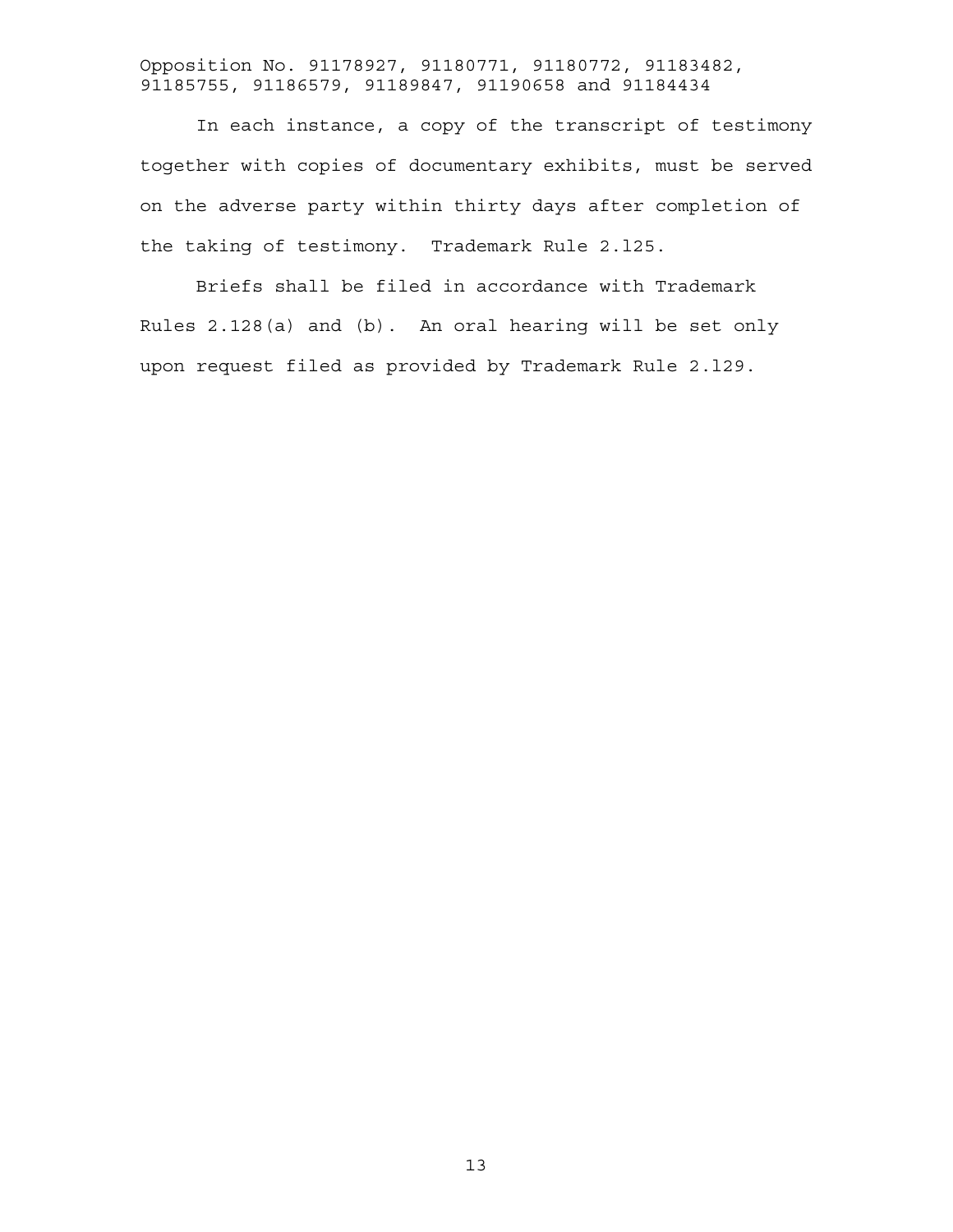In each instance, a copy of the transcript of testimony together with copies of documentary exhibits, must be served on the adverse party within thirty days after completion of the taking of testimony. Trademark Rule 2.l25.

Briefs shall be filed in accordance with Trademark Rules 2.128(a) and (b). An oral hearing will be set only upon request filed as provided by Trademark Rule 2.l29.